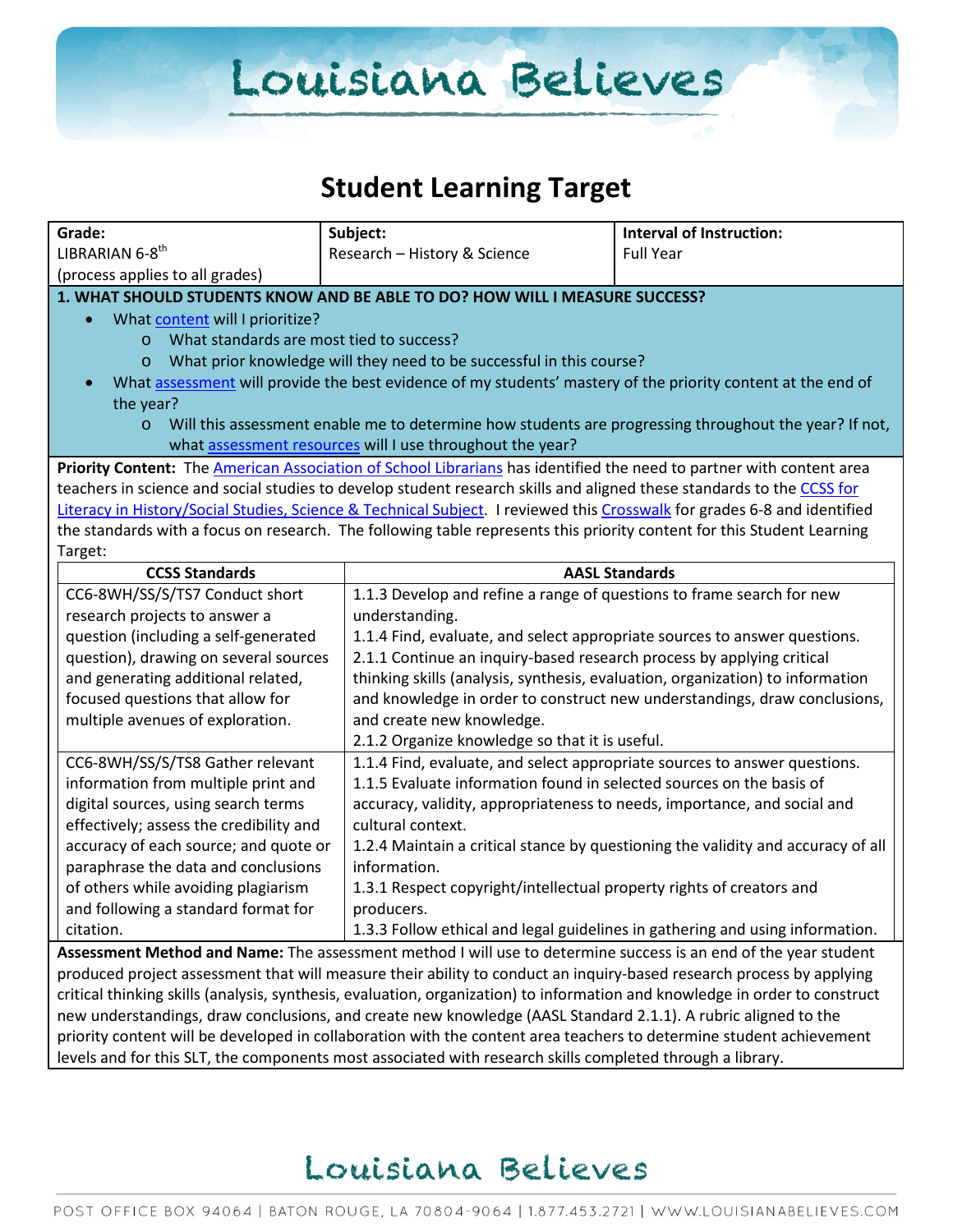# Student Learning Target

| Grade: | Subject: | Interval of Instruction: |
|---|---|---|
| LIBRARIAN 6-8th (process applies to all grades) | Research – History & Science | Full Year |

**1. WHAT SHOULD STUDENTS KNOW AND BE ABLE TO DO? HOW WILL I MEASURE SUCCESS?**

- What content will I prioritize?
  - What standards are most tied to success?
  - What prior knowledge will they need to be successful in this course?
- What assessment will provide the best evidence of my students' mastery of the priority content at the end of the year?
  - Will this assessment enable me to determine how students are progressing throughout the year? If not, what assessment resources will I use throughout the year?

**Priority Content:** The American Association of School Librarians has identified the need to partner with content area teachers in science and social studies to develop student research skills and aligned these standards to the CCSS for Literacy in History/Social Studies, Science & Technical Subject. I reviewed this Crosswalk for grades 6-8 and identified the standards with a focus on research. The following table represents this priority content for this Student Learning Target:

| CCSS Standards | AASL Standards |
|---|---|
| CC6-8WH/SS/S/TS7 Conduct short research projects to answer a question (including a self-generated question), drawing on several sources and generating additional related, focused questions that allow for multiple avenues of exploration. | 1.1.3 Develop and refine a range of questions to frame search for new understanding.<br>1.1.4 Find, evaluate, and select appropriate sources to answer questions.<br>2.1.1 Continue an inquiry-based research process by applying critical thinking skills (analysis, synthesis, evaluation, organization) to information and knowledge in order to construct new understandings, draw conclusions, and create new knowledge.<br>2.1.2 Organize knowledge so that it is useful. |
| CC6-8WH/SS/S/TS8 Gather relevant information from multiple print and digital sources, using search terms effectively; assess the credibility and accuracy of each source; and quote or paraphrase the data and conclusions of others while avoiding plagiarism and following a standard format for citation. | 1.1.4 Find, evaluate, and select appropriate sources to answer questions.<br>1.1.5 Evaluate information found in selected sources on the basis of accuracy, validity, appropriateness to needs, importance, and social and cultural context.<br>1.2.4 Maintain a critical stance by questioning the validity and accuracy of all information.<br>1.3.1 Respect copyright/intellectual property rights of creators and producers.<br>1.3.3 Follow ethical and legal guidelines in gathering and using information. |

**Assessment Method and Name:** The assessment method I will use to determine success is an end of the year student produced project assessment that will measure their ability to conduct an inquiry-based research process by applying critical thinking skills (analysis, synthesis, evaluation, organization) to information and knowledge in order to construct new understandings, draw conclusions, and create new knowledge (AASL Standard 2.1.1). A rubric aligned to the priority content will be developed in collaboration with the content area teachers to determine student achievement levels and for this SLT, the components most associated with research skills completed through a library.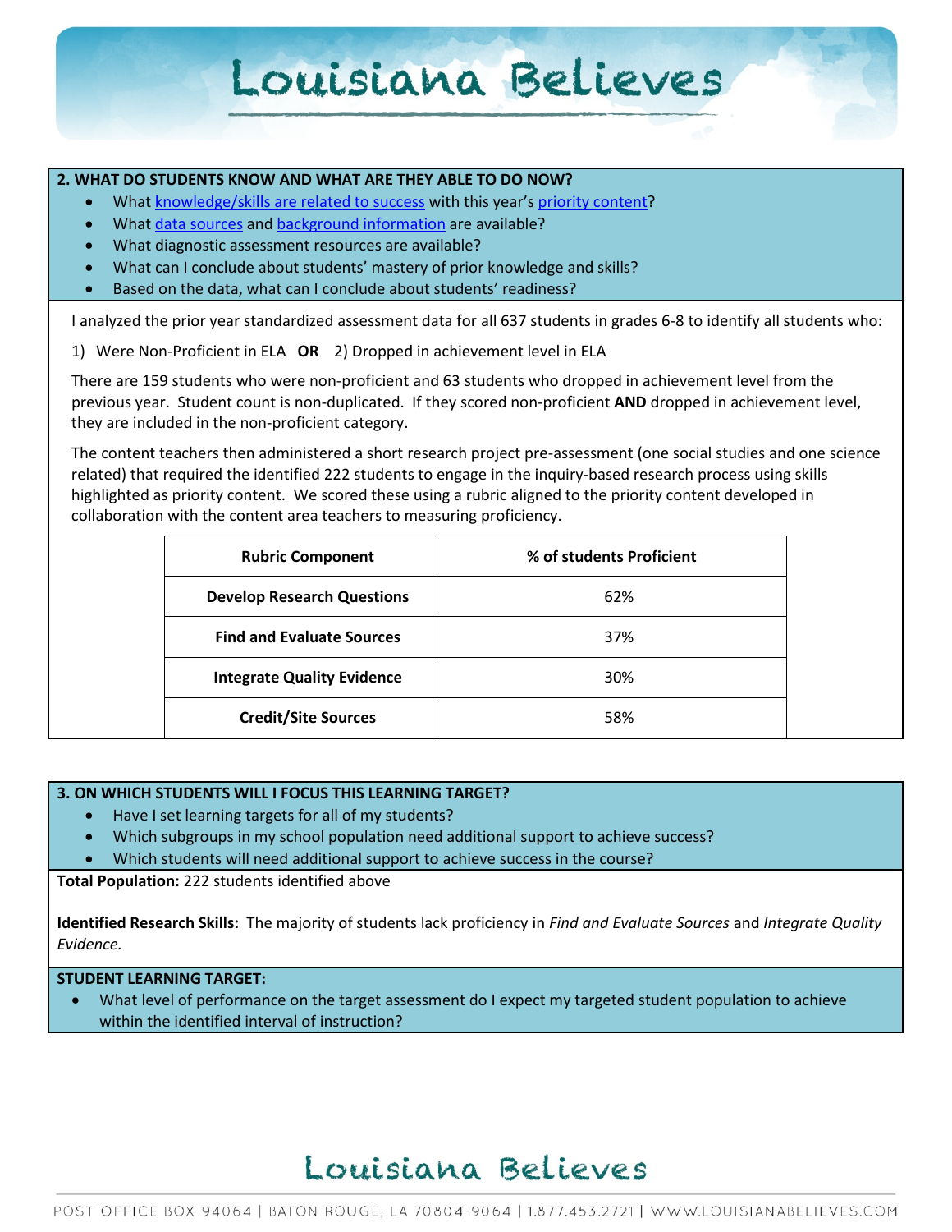## 2. WHAT DO STUDENTS KNOW AND WHAT ARE THEY ABLE TO DO NOW?

- What knowledge/skills are related to success with this year's priority content?
- What data sources and background information are available?
- What diagnostic assessment resources are available?
- What can I conclude about students' mastery of prior knowledge and skills?
- Based on the data, what can I conclude about students' readiness?

I analyzed the prior year standardized assessment data for all 637 students in grades 6-8 to identify all students who:

1) Were Non-Proficient in ELA **OR** 2) Dropped in achievement level in ELA

There are 159 students who were non-proficient and 63 students who dropped in achievement level from the previous year. Student count is non-duplicated. If they scored non-proficient **AND** dropped in achievement level, they are included in the non-proficient category.

The content teachers then administered a short research project pre-assessment (one social studies and one science related) that required the identified 222 students to engage in the inquiry-based research process using skills highlighted as priority content. We scored these using a rubric aligned to the priority content developed in collaboration with the content area teachers to measuring proficiency.

| Rubric Component | % of students Proficient |
|---|---|
| **Develop Research Questions** | 62% |
| **Find and Evaluate Sources** | 37% |
| **Integrate Quality Evidence** | 30% |
| **Credit/Site Sources** | 58% |

## 3. ON WHICH STUDENTS WILL I FOCUS THIS LEARNING TARGET?

- Have I set learning targets for all of my students?
- Which subgroups in my school population need additional support to achieve success?
- Which students will need additional support to achieve success in the course?

**Total Population:** 222 students identified above

**Identified Research Skills:** The majority of students lack proficiency in *Find and Evaluate Sources* and *Integrate Quality Evidence.*

**STUDENT LEARNING TARGET:**

- What level of performance on the target assessment do I expect my targeted student population to achieve within the identified interval of instruction?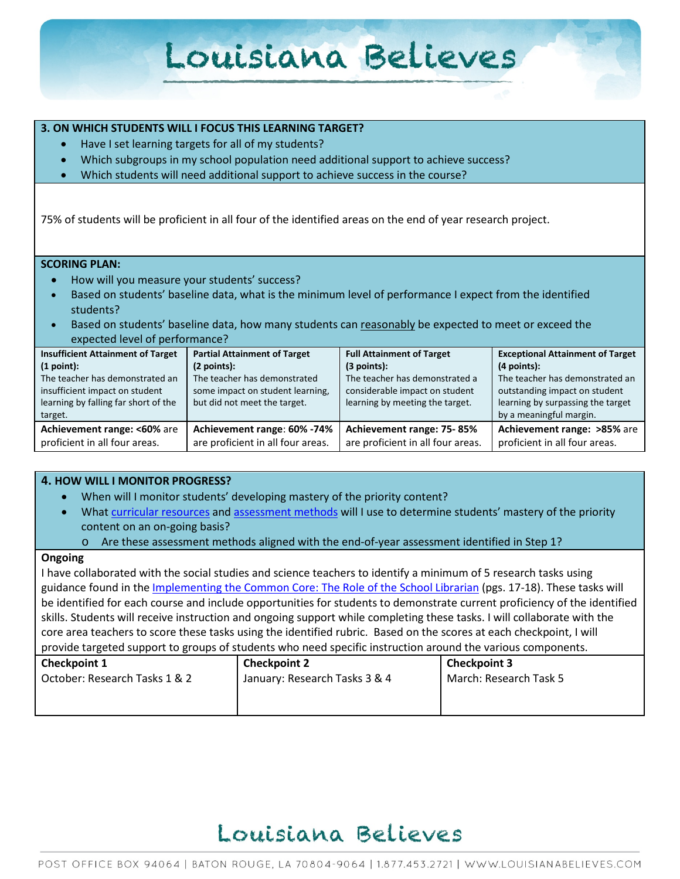## 3. ON WHICH STUDENTS WILL I FOCUS THIS LEARNING TARGET?

- Have I set learning targets for all of my students?
- Which subgroups in my school population need additional support to achieve success?
- Which students will need additional support to achieve success in the course?

75% of students will be proficient in all four of the identified areas on the end of year research project.

**SCORING PLAN:**

- How will you measure your students' success?
- Based on students' baseline data, what is the minimum level of performance I expect from the identified students?
- Based on students' baseline data, how many students can reasonably be expected to meet or exceed the expected level of performance?

| Insufficient Attainment of Target (1 point): The teacher has demonstrated an insufficient impact on student learning by falling far short of the target. | Partial Attainment of Target (2 points): The teacher has demonstrated some impact on student learning, but did not meet the target. | Full Attainment of Target (3 points): The teacher has demonstrated a considerable impact on student learning by meeting the target. | Exceptional Attainment of Target (4 points): The teacher has demonstrated an outstanding impact on student learning by surpassing the target by a meaningful margin. |
|---|---|---|---|
| **Achievement range: <60%** are proficient in all four areas. | **Achievement range**: **60% -74%** are proficient in all four areas. | **Achievement range: 75- 85%** are proficient in all four areas. | **Achievement range: >85%** are proficient in all four areas. |

## 4. HOW WILL I MONITOR PROGRESS?

- When will I monitor students' developing mastery of the priority content?
- What curricular resources and assessment methods will I use to determine students' mastery of the priority content on an on-going basis?
  - Are these assessment methods aligned with the end-of-year assessment identified in Step 1?

**Ongoing**

I have collaborated with the social studies and science teachers to identify a minimum of 5 research tasks using guidance found in the Implementing the Common Core: The Role of the School Librarian (pgs. 17-18). These tasks will be identified for each course and include opportunities for students to demonstrate current proficiency of the identified skills. Students will receive instruction and ongoing support while completing these tasks. I will collaborate with the core area teachers to score these tasks using the identified rubric. Based on the scores at each checkpoint, I will provide targeted support to groups of students who need specific instruction around the various components.

| Checkpoint 1 | Checkpoint 2 | Checkpoint 3 |
|---|---|---|
| October: Research Tasks 1 & 2 | January: Research Tasks 3 & 4 | March: Research Task 5 |